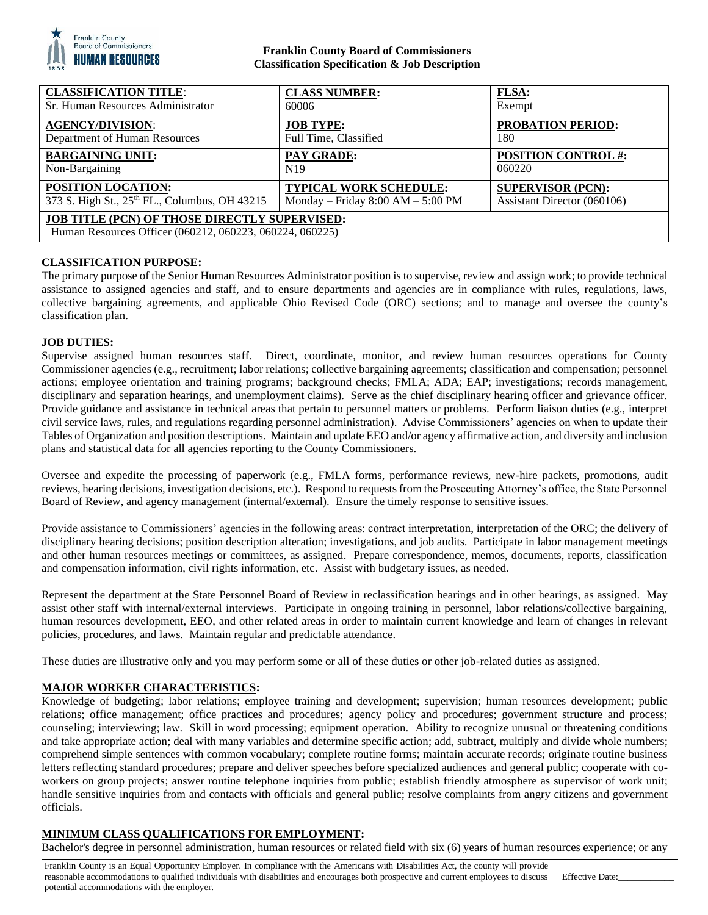**Franklin County Board of Commissioners**
**Classification Specification & Job Description**

| **CLASSIFICATION TITLE**: Sr. Human Resources Administrator | **CLASS NUMBER:** 60006 | **FLSA:** Exempt |
|---|---|---|
| **AGENCY/DIVISION**: Department of Human Resources | **JOB TYPE:** Full Time, Classified | **PROBATION PERIOD:** 180 |
| **BARGAINING UNIT:** Non-Bargaining | **PAY GRADE:** N19 | **POSITION CONTROL #:** 060220 |
| **POSITION LOCATION:** 373 S. High St., 25th FL., Columbus, OH 43215 | **TYPICAL WORK SCHEDULE:** Monday – Friday 8:00 AM – 5:00 PM | **SUPERVISOR (PCN):** Assistant Director (060106) |
| **JOB TITLE (PCN) OF THOSE DIRECTLY SUPERVISED:** Human Resources Officer (060212, 060223, 060224, 060225) | | |

## CLASSIFICATION PURPOSE:

The primary purpose of the Senior Human Resources Administrator position is to supervise, review and assign work; to provide technical assistance to assigned agencies and staff, and to ensure departments and agencies are in compliance with rules, regulations, laws, collective bargaining agreements, and applicable Ohio Revised Code (ORC) sections; and to manage and oversee the county's classification plan.

## JOB DUTIES:

Supervise assigned human resources staff. Direct, coordinate, monitor, and review human resources operations for County Commissioner agencies (e.g., recruitment; labor relations; collective bargaining agreements; classification and compensation; personnel actions; employee orientation and training programs; background checks; FMLA; ADA; EAP; investigations; records management, disciplinary and separation hearings, and unemployment claims). Serve as the chief disciplinary hearing officer and grievance officer. Provide guidance and assistance in technical areas that pertain to personnel matters or problems. Perform liaison duties (e.g., interpret civil service laws, rules, and regulations regarding personnel administration). Advise Commissioners' agencies on when to update their Tables of Organization and position descriptions. Maintain and update EEO and/or agency affirmative action, and diversity and inclusion plans and statistical data for all agencies reporting to the County Commissioners.

Oversee and expedite the processing of paperwork (e.g., FMLA forms, performance reviews, new-hire packets, promotions, audit reviews, hearing decisions, investigation decisions, etc.). Respond to requests from the Prosecuting Attorney's office, the State Personnel Board of Review, and agency management (internal/external). Ensure the timely response to sensitive issues.

Provide assistance to Commissioners' agencies in the following areas: contract interpretation, interpretation of the ORC; the delivery of disciplinary hearing decisions; position description alteration; investigations, and job audits. Participate in labor management meetings and other human resources meetings or committees, as assigned. Prepare correspondence, memos, documents, reports, classification and compensation information, civil rights information, etc. Assist with budgetary issues, as needed.

Represent the department at the State Personnel Board of Review in reclassification hearings and in other hearings, as assigned. May assist other staff with internal/external interviews. Participate in ongoing training in personnel, labor relations/collective bargaining, human resources development, EEO, and other related areas in order to maintain current knowledge and learn of changes in relevant policies, procedures, and laws. Maintain regular and predictable attendance.

These duties are illustrative only and you may perform some or all of these duties or other job-related duties as assigned.

## MAJOR WORKER CHARACTERISTICS:

Knowledge of budgeting; labor relations; employee training and development; supervision; human resources development; public relations; office management; office practices and procedures; agency policy and procedures; government structure and process; counseling; interviewing; law. Skill in word processing; equipment operation. Ability to recognize unusual or threatening conditions and take appropriate action; deal with many variables and determine specific action; add, subtract, multiply and divide whole numbers; comprehend simple sentences with common vocabulary; complete routine forms; maintain accurate records; originate routine business letters reflecting standard procedures; prepare and deliver speeches before specialized audiences and general public; cooperate with co-workers on group projects; answer routine telephone inquiries from public; establish friendly atmosphere as supervisor of work unit; handle sensitive inquiries from and contacts with officials and general public; resolve complaints from angry citizens and government officials.

## MINIMUM CLASS QUALIFICATIONS FOR EMPLOYMENT:

Bachelor's degree in personnel administration, human resources or related field with six (6) years of human resources experience; or any

Franklin County is an Equal Opportunity Employer. In compliance with the Americans with Disabilities Act, the county will provide reasonable accommodations to qualified individuals with disabilities and encourages both prospective and current employees to discuss potential accommodations with the employer. Effective Date:___________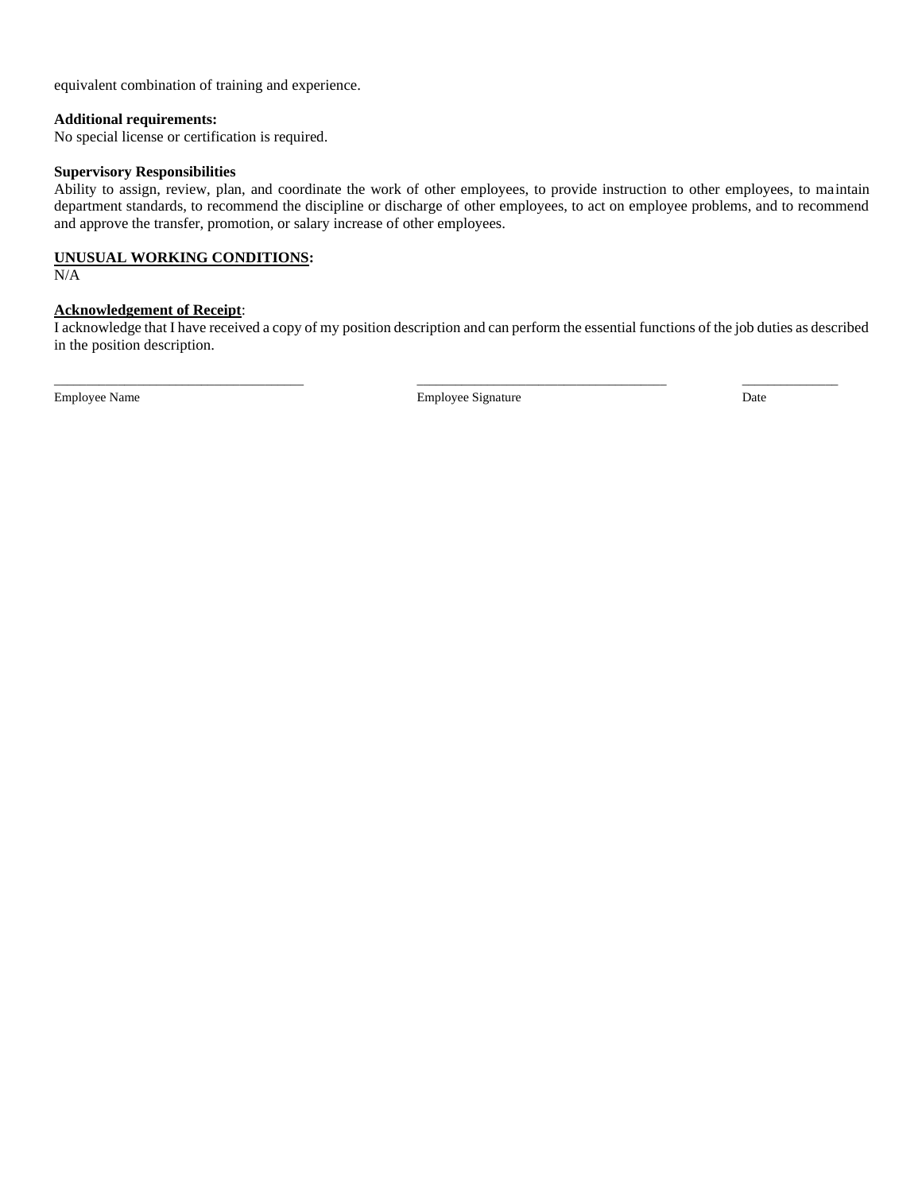equivalent combination of training and experience.

**Additional requirements:**
No special license or certification is required.

**Supervisory Responsibilities**
Ability to assign, review, plan, and coordinate the work of other employees, to provide instruction to other employees, to maintain department standards, to recommend the discipline or discharge of other employees, to act on employee problems, and to recommend and approve the transfer, promotion, or salary increase of other employees.

**UNUSUAL WORKING CONDITIONS:**
N/A

**Acknowledgement of Receipt**:
I acknowledge that I have received a copy of my position description and can perform the essential functions of the job duties as described in the position description.

| | | |
|---|---|---|
| ____________________________________ | ____________________________________ | ______________ |
| Employee Name | Employee Signature | Date |